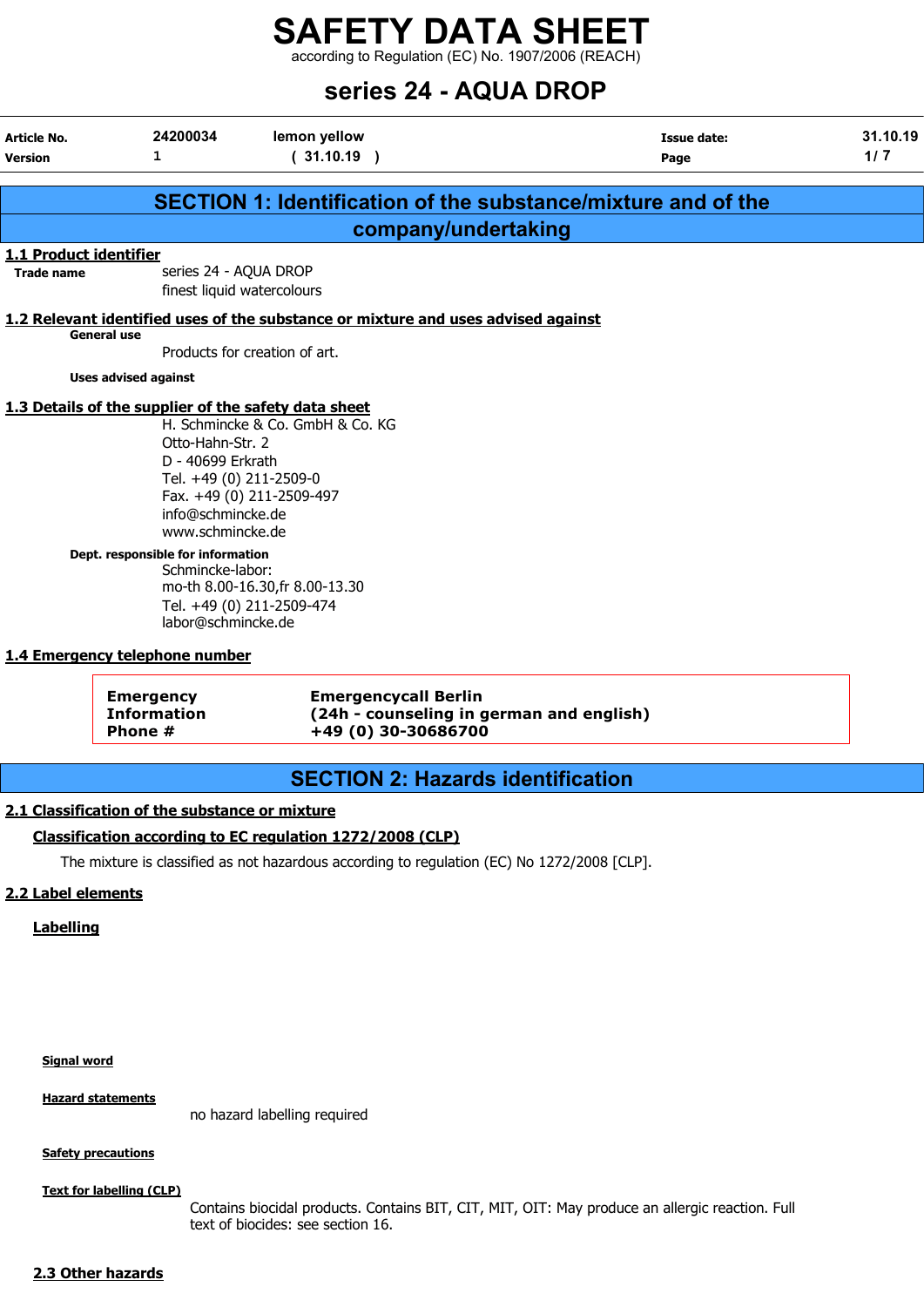# SAFETY DATA SHEET

according to Regulation (EC) No. 1907/2006 (REACH)

# series 24 - AQUA DROP

| Article No. | 24200034 | lemon yellow | Issue date: | 31.10.19 |
|---|---|---|---|---|
| Version | 1 | ( 31.10.19 ) | Page | 1/ 7 |

## SECTION 1: Identification of the substance/mixture and of the company/undertaking

### 1.1 Product identifier

**Trade name**
series 24 - AQUA DROP
finest liquid watercolours

### 1.2 Relevant identified uses of the substance or mixture and uses advised against

**General use**

Products for creation of art.

**Uses advised against**

### 1.3 Details of the supplier of the safety data sheet

H. Schmincke & Co. GmbH & Co. KG
Otto-Hahn-Str. 2
D - 40699 Erkrath
Tel. +49 (0) 211-2509-0
Fax. +49 (0) 211-2509-497
info@schmincke.de
www.schmincke.de

**Dept. responsible for information**
Schmincke-labor:
mo-th 8.00-16.30,fr 8.00-13.30
Tel. +49 (0) 211-2509-474
labor@schmincke.de

### 1.4 Emergency telephone number

| | |
|---|---|
| **Emergency Information Phone #** | **Emergencycall Berlin (24h - counseling in german and english) +49 (0) 30-30686700** |

## SECTION 2: Hazards identification

### 2.1 Classification of the substance or mixture

**Classification according to EC regulation 1272/2008 (CLP)**

The mixture is classified as not hazardous according to regulation (EC) No 1272/2008 [CLP].

### 2.2 Label elements

**Labelling**

**Signal word**

**Hazard statements**

no hazard labelling required

**Safety precautions**

**Text for labelling (CLP)**

Contains biocidal products. Contains BIT, CIT, MIT, OIT: May produce an allergic reaction. Full text of biocides: see section 16.

### 2.3 Other hazards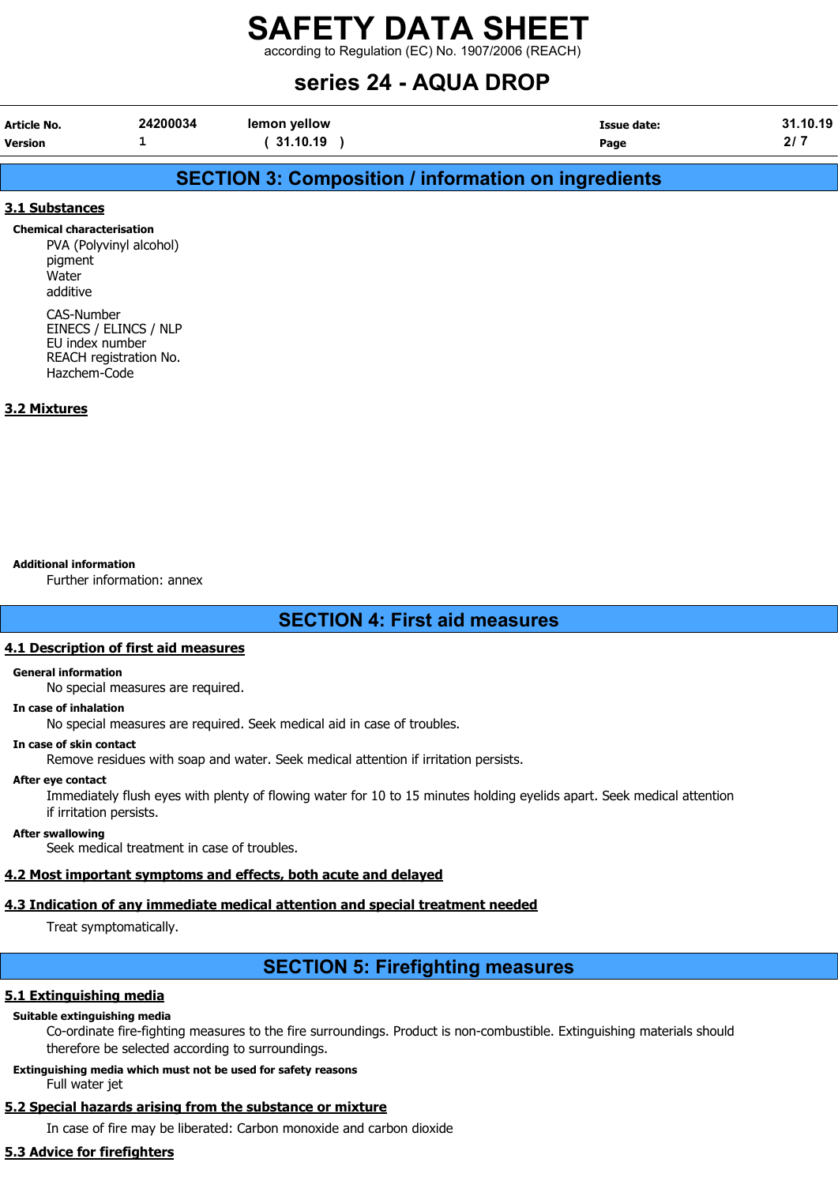## SECTION 3: Composition / information on ingredients

### 3.1 Substances

**Chemical characterisation**

PVA (Polyvinyl alcohol)
pigment
Water
additive

CAS-Number
EINECS / ELINCS / NLP
EU index number
REACH registration No.
Hazchem-Code

### 3.2 Mixtures

**Additional information**

Further information: annex

## SECTION 4: First aid measures

### 4.1 Description of first aid measures

**General information**

No special measures are required.

**In case of inhalation**

No special measures are required. Seek medical aid in case of troubles.

**In case of skin contact**

Remove residues with soap and water. Seek medical attention if irritation persists.

**After eye contact**

Immediately flush eyes with plenty of flowing water for 10 to 15 minutes holding eyelids apart. Seek medical attention if irritation persists.

**After swallowing**

Seek medical treatment in case of troubles.

### 4.2 Most important symptoms and effects, both acute and delayed

### 4.3 Indication of any immediate medical attention and special treatment needed

Treat symptomatically.

## SECTION 5: Firefighting measures

### 5.1 Extinguishing media

**Suitable extinguishing media**

Co-ordinate fire-fighting measures to the fire surroundings. Product is non-combustible. Extinguishing materials should therefore be selected according to surroundings.

**Extinguishing media which must not be used for safety reasons**

Full water jet

### 5.2 Special hazards arising from the substance or mixture

In case of fire may be liberated: Carbon monoxide and carbon dioxide

### 5.3 Advice for firefighters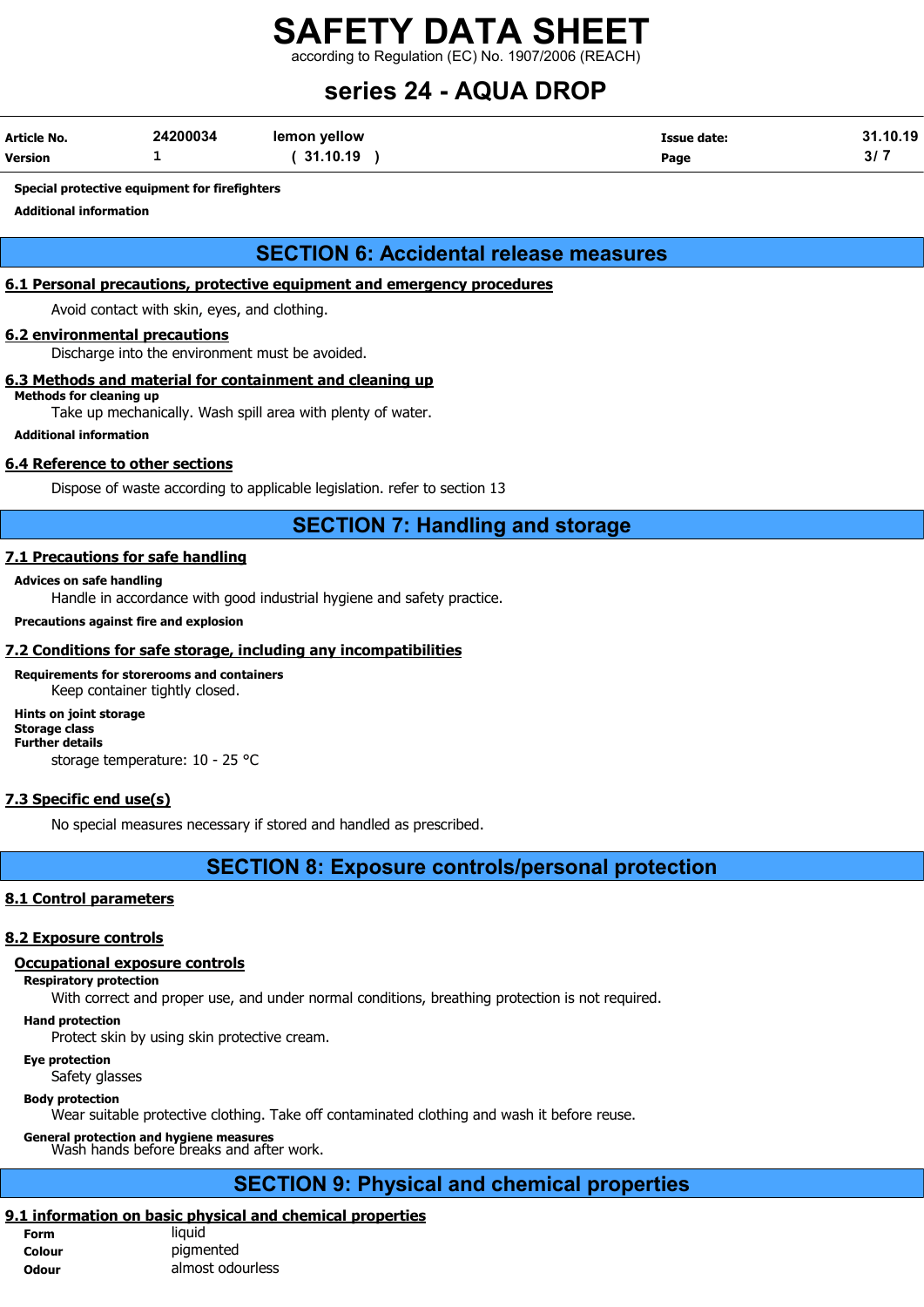**Special protective equipment for firefighters**

**Additional information**

## SECTION 6: Accidental release measures

### 6.1 Personal precautions, protective equipment and emergency procedures

Avoid contact with skin, eyes, and clothing.

### 6.2 environmental precautions

Discharge into the environment must be avoided.

### 6.3 Methods and material for containment and cleaning up

**Methods for cleaning up**

Take up mechanically. Wash spill area with plenty of water.

**Additional information**

### 6.4 Reference to other sections

Dispose of waste according to applicable legislation. refer to section 13

## SECTION 7: Handling and storage

### 7.1 Precautions for safe handling

**Advices on safe handling**

Handle in accordance with good industrial hygiene and safety practice.

**Precautions against fire and explosion**

### 7.2 Conditions for safe storage, including any incompatibilities

**Requirements for storerooms and containers**

Keep container tightly closed.

**Hints on joint storage**

**Storage class**

**Further details**

storage temperature: 10 - 25 °C

### 7.3 Specific end use(s)

No special measures necessary if stored and handled as prescribed.

## SECTION 8: Exposure controls/personal protection

### 8.1 Control parameters

### 8.2 Exposure controls

#### Occupational exposure controls

**Respiratory protection**

With correct and proper use, and under normal conditions, breathing protection is not required.

**Hand protection**

Protect skin by using skin protective cream.

**Eye protection**

Safety glasses

**Body protection**

Wear suitable protective clothing. Take off contaminated clothing and wash it before reuse.

**General protection and hygiene measures**

Wash hands before breaks and after work.

## SECTION 9: Physical and chemical properties

### 9.1 information on basic physical and chemical properties

| | |
|---|---|
| **Form** | liquid |
| **Colour** | pigmented |
| **Odour** | almost odourless |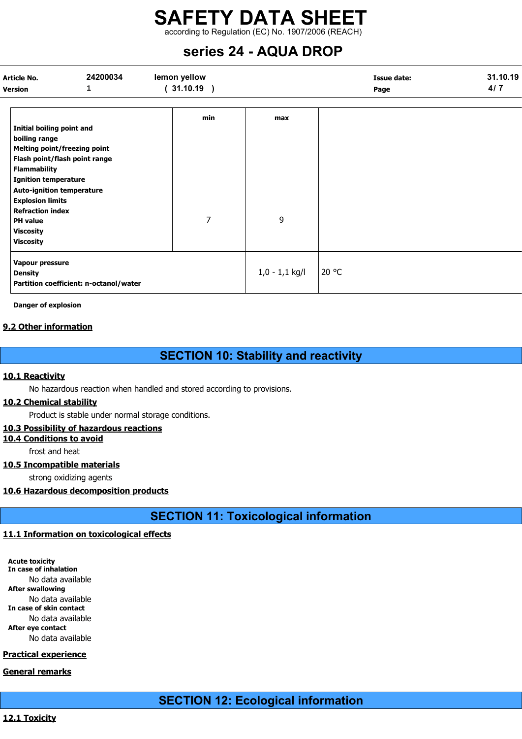|  | min | max |  |
|---|---|---|---|
| **Initial boiling point and boiling range** |  |  |  |
| **Melting point/freezing point** |  |  |  |
| **Flash point/flash point range** |  |  |  |
| **Flammability** |  |  |  |
| **Ignition temperature** |  |  |  |
| **Auto-ignition temperature** |  |  |  |
| **Explosion limits** |  |  |  |
| **Refraction index** |  |  |  |
| **PH value** | 7 | 9 |  |
| **Viscosity** |  |  |  |
| **Viscosity** |  |  |  |

|  |  |  |
|---|---|---|
| **Vapour pressure** |  |  |
| **Density** | 1,0 - 1,1 kg/l | 20 °C |
| **Partition coefficient: n-octanol/water** |  |  |

**Danger of explosion**

### 9.2 Other information

## SECTION 10: Stability and reactivity

### 10.1 Reactivity

No hazardous reaction when handled and stored according to provisions.

### 10.2 Chemical stability

Product is stable under normal storage conditions.

### 10.3 Possibility of hazardous reactions

### 10.4 Conditions to avoid

frost and heat

### 10.5 Incompatible materials

strong oxidizing agents

### 10.6 Hazardous decomposition products

## SECTION 11: Toxicological information

### 11.1 Information on toxicological effects

**Acute toxicity**

**In case of inhalation**

No data available

**After swallowing**

No data available

**In case of skin contact**

No data available

**After eye contact**

No data available

### Practical experience

### General remarks

## SECTION 12: Ecological information

### 12.1 Toxicity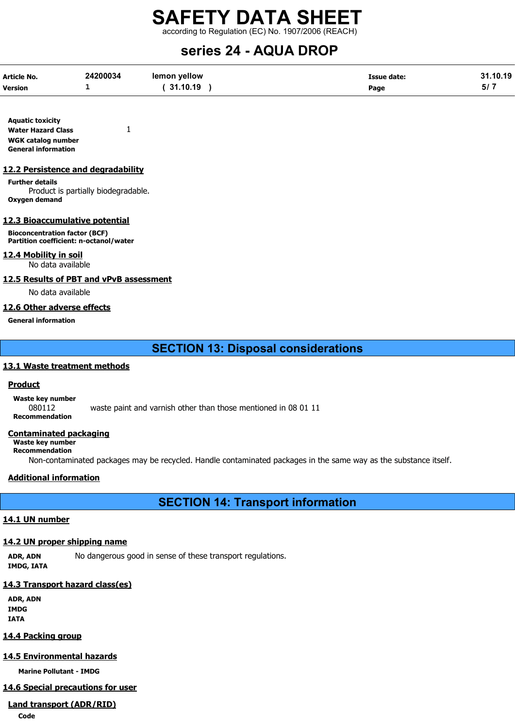**Aquatic toxicity**

**Water Hazard Class** 1

**WGK catalog number**

**General information**

## 12.2 Persistence and degradability

**Further details**

Product is partially biodegradable.

**Oxygen demand**

## 12.3 Bioaccumulative potential

**Bioconcentration factor (BCF)**

**Partition coefficient: n-octanol/water**

## 12.4 Mobility in soil

No data available

## 12.5 Results of PBT and vPvB assessment

No data available

## 12.6 Other adverse effects

**General information**

# SECTION 13: Disposal considerations

## 13.1 Waste treatment methods

### Product

**Waste key number**

080112 waste paint and varnish other than those mentioned in 08 01 11

**Recommendation**

### Contaminated packaging

**Waste key number**

**Recommendation**

Non-contaminated packages may be recycled. Handle contaminated packages in the same way as the substance itself.

### Additional information

# SECTION 14: Transport information

## 14.1 UN number

## 14.2 UN proper shipping name

**ADR, ADN** No dangerous good in sense of these transport regulations.

**IMDG, IATA**

## 14.3 Transport hazard class(es)

**ADR, ADN**

**IMDG**

**IATA**

## 14.4 Packing group

## 14.5 Environmental hazards

**Marine Pollutant - IMDG**

## 14.6 Special precautions for user

### Land transport (ADR/RID)

**Code**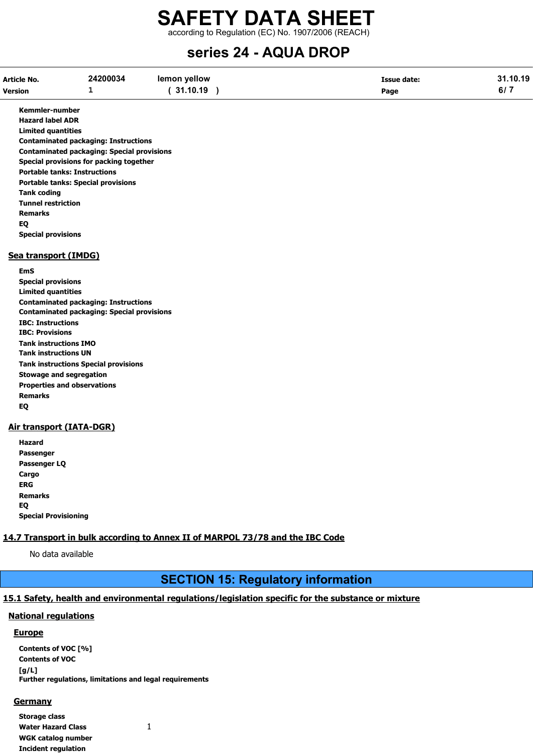Kemmler-number
Hazard label ADR
Limited quantities
Contaminated packaging: Instructions
Contaminated packaging: Special provisions
Special provisions for packing together
Portable tanks: Instructions
Portable tanks: Special provisions
Tank coding
Tunnel restriction
Remarks
EQ
Special provisions

### Sea transport (IMDG)

EmS
Special provisions
Limited quantities
Contaminated packaging: Instructions
Contaminated packaging: Special provisions
IBC: Instructions
IBC: Provisions
Tank instructions IMO
Tank instructions UN
Tank instructions Special provisions
Stowage and segregation
Properties and observations
Remarks
EQ

### Air transport (IATA-DGR)

Hazard
Passenger
Passenger LQ
Cargo
ERG
Remarks
EQ
Special Provisioning

### 14.7 Transport in bulk according to Annex II of MARPOL 73/78 and the IBC Code

No data available

## SECTION 15: Regulatory information

### 15.1 Safety, health and environmental regulations/legislation specific for the substance or mixture

#### National regulations

##### Europe

Contents of VOC [%]
Contents of VOC [g/L]
Further regulations, limitations and legal requirements

##### Germany

| | |
|---|---|
| Storage class | |
| Water Hazard Class | 1 |
| WGK catalog number | |
| Incident regulation | |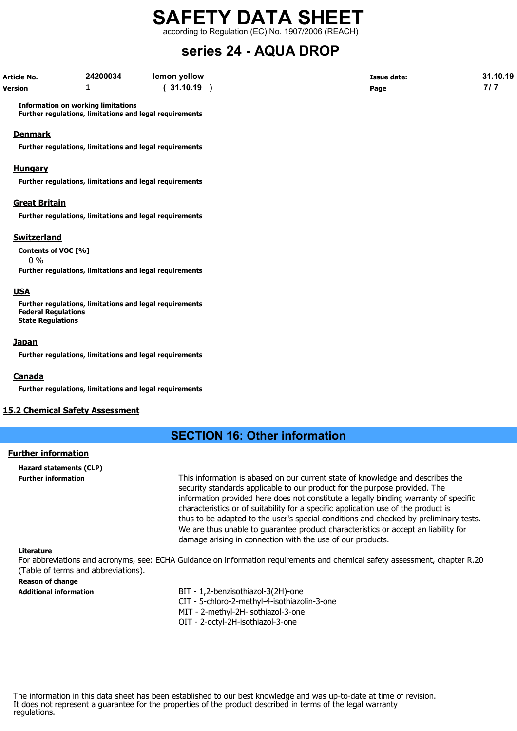**Information on working limitations**

**Further regulations, limitations and legal requirements**

## Denmark

**Further regulations, limitations and legal requirements**

## Hungary

**Further regulations, limitations and legal requirements**

## Great Britain

**Further regulations, limitations and legal requirements**

## Switzerland

**Contents of VOC [%]**

0 %

**Further regulations, limitations and legal requirements**

## USA

**Further regulations, limitations and legal requirements**

**Federal Regulations**

**State Regulations**

## Japan

**Further regulations, limitations and legal requirements**

## Canada

**Further regulations, limitations and legal requirements**

## 15.2 Chemical Safety Assessment

# SECTION 16: Other information

## Further information

**Hazard statements (CLP)**

**Further information**

This information is abased on our current state of knowledge and describes the security standards applicable to our product for the purpose provided. The information provided here does not constitute a legally binding warranty of specific characteristics or of suitability for a specific application use of the product is thus to be adapted to the user's special conditions and checked by preliminary tests. We are thus unable to guarantee product characteristics or accept an liability for damage arising in connection with the use of our products.

**Literature**

For abbreviations and acronyms, see: ECHA Guidance on information requirements and chemical safety assessment, chapter R.20 (Table of terms and abbreviations).

**Reason of change**

**Additional information**

BIT - 1,2-benzisothiazol-3(2H)-one
CIT - 5-chloro-2-methyl-4-isothiazolin-3-one
MIT - 2-methyl-2H-isothiazol-3-one
OIT - 2-octyl-2H-isothiazol-3-one

The information in this data sheet has been established to our best knowledge and was up-to-date at time of revision. It does not represent a guarantee for the properties of the product described in terms of the legal warranty regulations.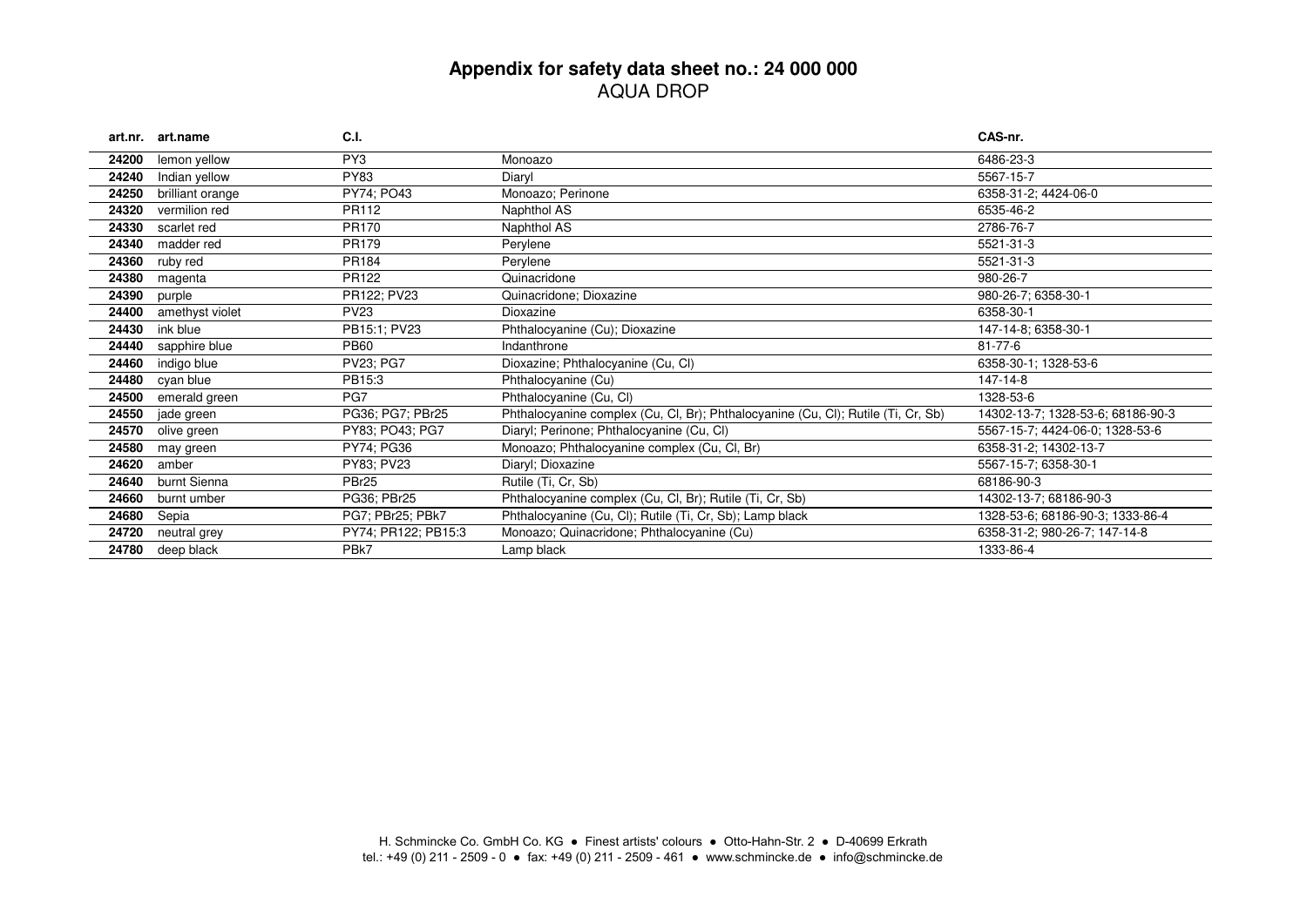**Appendix for safety data sheet no.: 24 000 000**
AQUA DROP

| art.nr. | art.name | C.I. | | CAS-nr. |
|---|---|---|---|---|
| **24200** | lemon yellow | PY3 | Monoazo | 6486-23-3 |
| **24240** | Indian yellow | PY83 | Diaryl | 5567-15-7 |
| **24250** | brilliant orange | PY74; PO43 | Monoazo; Perinone | 6358-31-2; 4424-06-0 |
| **24320** | vermilion red | PR112 | Naphthol AS | 6535-46-2 |
| **24330** | scarlet red | PR170 | Naphthol AS | 2786-76-7 |
| **24340** | madder red | PR179 | Perylene | 5521-31-3 |
| **24360** | ruby red | PR184 | Perylene | 5521-31-3 |
| **24380** | magenta | PR122 | Quinacridone | 980-26-7 |
| **24390** | purple | PR122; PV23 | Quinacridone; Dioxazine | 980-26-7; 6358-30-1 |
| **24400** | amethyst violet | PV23 | Dioxazine | 6358-30-1 |
| **24430** | ink blue | PB15:1; PV23 | Phthalocyanine (Cu); Dioxazine | 147-14-8; 6358-30-1 |
| **24440** | sapphire blue | PB60 | Indanthrone | 81-77-6 |
| **24460** | indigo blue | PV23; PG7 | Dioxazine; Phthalocyanine (Cu, Cl) | 6358-30-1; 1328-53-6 |
| **24480** | cyan blue | PB15:3 | Phthalocyanine (Cu) | 147-14-8 |
| **24500** | emerald green | PG7 | Phthalocyanine (Cu, Cl) | 1328-53-6 |
| **24550** | jade green | PG36; PG7; PBr25 | Phthalocyanine complex (Cu, Cl, Br); Phthalocyanine (Cu, Cl); Rutile (Ti, Cr, Sb) | 14302-13-7; 1328-53-6; 68186-90-3 |
| **24570** | olive green | PY83; PO43; PG7 | Diaryl; Perinone; Phthalocyanine (Cu, Cl) | 5567-15-7; 4424-06-0; 1328-53-6 |
| **24580** | may green | PY74; PG36 | Monoazo; Phthalocyanine complex (Cu, Cl, Br) | 6358-31-2; 14302-13-7 |
| **24620** | amber | PY83; PV23 | Diaryl; Dioxazine | 5567-15-7; 6358-30-1 |
| **24640** | burnt Sienna | PBr25 | Rutile (Ti, Cr, Sb) | 68186-90-3 |
| **24660** | burnt umber | PG36; PBr25 | Phthalocyanine complex (Cu, Cl, Br); Rutile (Ti, Cr, Sb) | 14302-13-7; 68186-90-3 |
| **24680** | Sepia | PG7; PBr25; PBk7 | Phthalocyanine (Cu, Cl); Rutile (Ti, Cr, Sb); Lamp black | 1328-53-6; 68186-90-3; 1333-86-4 |
| **24720** | neutral grey | PY74; PR122; PB15:3 | Monoazo; Quinacridone; Phthalocyanine (Cu) | 6358-31-2; 980-26-7; 147-14-8 |
| **24780** | deep black | PBk7 | Lamp black | 1333-86-4 |

H. Schmincke Co. GmbH Co. KG ● Finest artists' colours ● Otto-Hahn-Str. 2 ● D-40699 Erkrath
tel.: +49 (0) 211 - 2509 - 0 ● fax: +49 (0) 211 - 2509 - 461 ● www.schmincke.de ● info@schmincke.de